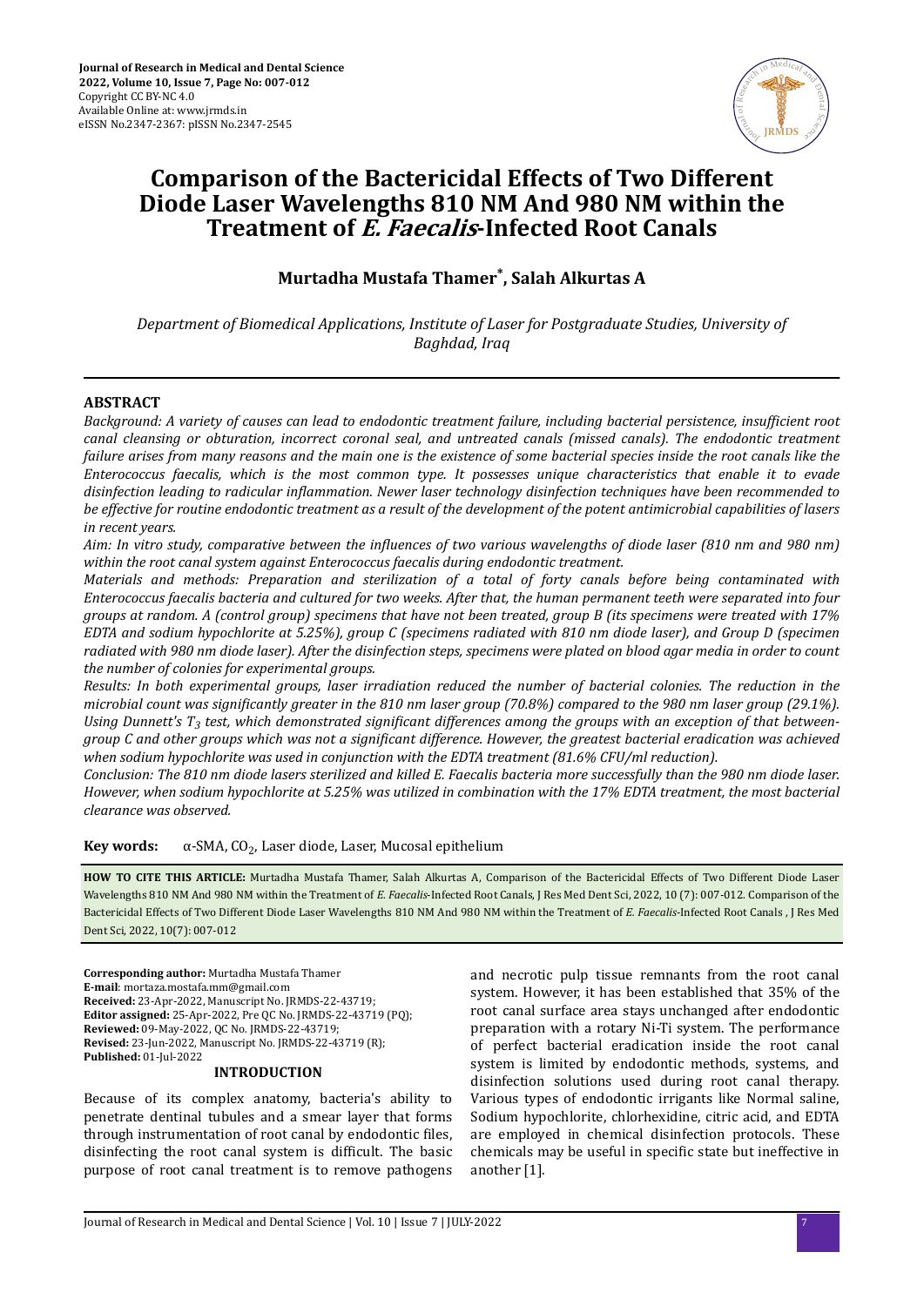Journal of Research in Medical and Dental Science
2022, Volume 10, Issue 7, Page No: 007-012
Copyright CC BY-NC 4.0
Available Online at: www.jrmds.in
eISSN No.2347-2367: pISSN No.2347-2545

# Comparison of the Bactericidal Effects of Two Different Diode Laser Wavelengths 810 NM And 980 NM within the Treatment of *E. Faecalis*-Infected Root Canals

**Murtadha Mustafa Thamer*, Salah Alkurtas A**

*Department of Biomedical Applications, Institute of Laser for Postgraduate Studies, University of Baghdad, Iraq*

## ABSTRACT

*Background: A variety of causes can lead to endodontic treatment failure, including bacterial persistence, insufficient root canal cleansing or obturation, incorrect coronal seal, and untreated canals (missed canals). The endodontic treatment failure arises from many reasons and the main one is the existence of some bacterial species inside the root canals like the Enterococcus faecalis, which is the most common type. It possesses unique characteristics that enable it to evade disinfection leading to radicular inflammation. Newer laser technology disinfection techniques have been recommended to be effective for routine endodontic treatment as a result of the development of the potent antimicrobial capabilities of lasers in recent years.*

*Aim: In vitro study, comparative between the influences of two various wavelengths of diode laser (810 nm and 980 nm) within the root canal system against Enterococcus faecalis during endodontic treatment.*

*Materials and methods: Preparation and sterilization of a total of forty canals before being contaminated with Enterococcus faecalis bacteria and cultured for two weeks. After that, the human permanent teeth were separated into four groups at random. A (control group) specimens that have not been treated, group B (its specimens were treated with 17% EDTA and sodium hypochlorite at 5.25%), group C (specimens radiated with 810 nm diode laser), and Group D (specimen radiated with 980 nm diode laser). After the disinfection steps, specimens were plated on blood agar media in order to count the number of colonies for experimental groups.*

*Results: In both experimental groups, laser irradiation reduced the number of bacterial colonies. The reduction in the microbial count was significantly greater in the 810 nm laser group (70.8%) compared to the 980 nm laser group (29.1%). Using Dunnett's $T_3$ test, which demonstrated significant differences among the groups with an exception of that between-group C and other groups which was not a significant difference. However, the greatest bacterial eradication was achieved when sodium hypochlorite was used in conjunction with the EDTA treatment (81.6% CFU/ml reduction).*

*Conclusion: The 810 nm diode lasers sterilized and killed E. Faecalis bacteria more successfully than the 980 nm diode laser. However, when sodium hypochlorite at 5.25% was utilized in combination with the 17% EDTA treatment, the most bacterial clearance was observed.*

**Key words:** α-SMA, $CO_2$, Laser diode, Laser, Mucosal epithelium

**HOW TO CITE THIS ARTICLE:** Murtadha Mustafa Thamer, Salah Alkurtas A, Comparison of the Bactericidal Effects of Two Different Diode Laser Wavelengths 810 NM And 980 NM within the Treatment of *E. Faecalis*-Infected Root Canals, J Res Med Dent Sci, 2022, 10 (7): 007-012. Comparison of the Bactericidal Effects of Two Different Diode Laser Wavelengths 810 NM And 980 NM within the Treatment of *E. Faecalis*-Infected Root Canals , J Res Med Dent Sci, 2022, 10(7): 007-012

**Corresponding author:** Murtadha Mustafa Thamer
**E-mail**: mortaza.mostafa.mm@gmail.com
**Received:** 23-Apr-2022, Manuscript No. JRMDS-22-43719;
**Editor assigned:** 25-Apr-2022, Pre QC No. JRMDS-22-43719 (PQ);
**Reviewed:** 09-May-2022, QC No. JRMDS-22-43719;
**Revised:** 23-Jun-2022, Manuscript No. JRMDS-22-43719 (R);
**Published:** 01-Jul-2022

## INTRODUCTION

Because of its complex anatomy, bacteria's ability to penetrate dentinal tubules and a smear layer that forms through instrumentation of root canal by endodontic files, disinfecting the root canal system is difficult. The basic purpose of root canal treatment is to remove pathogens and necrotic pulp tissue remnants from the root canal system. However, it has been established that 35% of the root canal surface area stays unchanged after endodontic preparation with a rotary Ni-Ti system. The performance of perfect bacterial eradication inside the root canal system is limited by endodontic methods, systems, and disinfection solutions used during root canal therapy. Various types of endodontic irrigants like Normal saline, Sodium hypochlorite, chlorhexidine, citric acid, and EDTA are employed in chemical disinfection protocols. These chemicals may be useful in specific state but ineffective in another [1].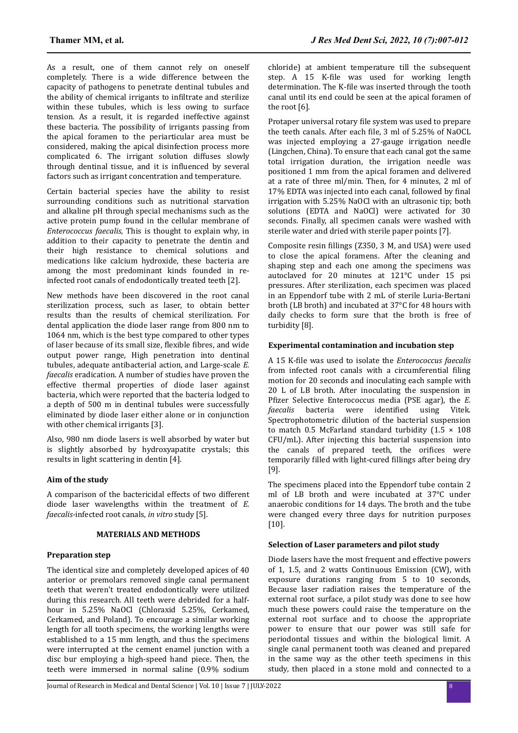As a result, one of them cannot rely on oneself completely. There is a wide difference between the capacity of pathogens to penetrate dentinal tubules and the ability of chemical irrigants to infiltrate and sterilize within these tubules, which is less owing to surface tension. As a result, it is regarded ineffective against these bacteria. The possibility of irrigants passing from the apical foramen to the periarticular area must be considered, making the apical disinfection process more complicated 6. The irrigant solution diffuses slowly through dentinal tissue, and it is influenced by several factors such as irrigant concentration and temperature.

Certain bacterial species have the ability to resist surrounding conditions such as nutritional starvation and alkaline pH through special mechanisms such as the active protein pump found in the cellular membrane of *Enterococcus faecalis*, This is thought to explain why, in addition to their capacity to penetrate the dentin and their high resistance to chemical solutions and medications like calcium hydroxide, these bacteria are among the most predominant kinds founded in re-infected root canals of endodontically treated teeth [2].

New methods have been discovered in the root canal sterilization process, such as laser, to obtain better results than the results of chemical sterilization. For dental application the diode laser range from 800 nm to 1064 nm, which is the best type compared to other types of laser because of its small size, flexible fibres, and wide output power range, High penetration into dentinal tubules, adequate antibacterial action, and Large-scale *E. faecalis* eradication. A number of studies have proven the effective thermal properties of diode laser against bacteria, which were reported that the bacteria lodged to a depth of 500 m in dentinal tubules were successfully eliminated by diode laser either alone or in conjunction with other chemical irrigants [3].

Also, 980 nm diode lasers is well absorbed by water but is slightly absorbed by hydroxyapatite crystals; this results in light scattering in dentin [4].

### Aim of the study

A comparison of the bactericidal effects of two different diode laser wavelengths within the treatment of *E. faecalis*-infected root canals, *in vitro* study [5].

## MATERIALS AND METHODS

### Preparation step

The identical size and completely developed apices of 40 anterior or premolars removed single canal permanent teeth that weren't treated endodontically were utilized during this research. All teeth were debrided for a half-hour in 5.25% NaOCl (Chloraxid 5.25%, Cerkamed, Cerkamed, and Poland). To encourage a similar working length for all tooth specimens, the working lengths were established to a 15 mm length, and thus the specimens were interrupted at the cement enamel junction with a disc bur employing a high-speed hand piece. Then, the teeth were immersed in normal saline (0.9% sodium chloride) at ambient temperature till the subsequent step. A 15 K-file was used for working length determination. The K-file was inserted through the tooth canal until its end could be seen at the apical foramen of the root [6].

Protaper universal rotary file system was used to prepare the teeth canals. After each file, 3 ml of 5.25% of NaOCL was injected employing a 27-gauge irrigation needle (Lingchen, China). To ensure that each canal got the same total irrigation duration, the irrigation needle was positioned 1 mm from the apical foramen and delivered at a rate of three ml/min. Then, for 4 minutes, 2 ml of 17% EDTA was injected into each canal, followed by final irrigation with 5.25% NaOCl with an ultrasonic tip; both solutions (EDTA and NaOCl) were activated for 30 seconds. Finally, all specimen canals were washed with sterile water and dried with sterile paper points [7].

Composite resin fillings (Z350, 3 M, and USA) were used to close the apical foramens. After the cleaning and shaping step and each one among the specimens was autoclaved for 20 minutes at 121°C under 15 psi pressures. After sterilization, each specimen was placed in an Eppendorf tube with 2 mL of sterile Luria-Bertani broth (LB broth) and incubated at 37°C for 48 hours with daily checks to form sure that the broth is free of turbidity [8].

### Experimental contamination and incubation step

A 15 K-file was used to isolate the *Enterococcus faecalis* from infected root canals with a circumferential filing motion for 20 seconds and inoculating each sample with 20 L of LB broth. After inoculating the suspension in Pfizer Selective Enterococcus media (PSE agar), the *E. faecalis* bacteria were identified using Vitek. Spectrophotometric dilution of the bacterial suspension to match 0.5 McFarland standard turbidity (1.5 × 108 CFU/mL). After injecting this bacterial suspension into the canals of prepared teeth, the orifices were temporarily filled with light-cured fillings after being dry [9].

The specimens placed into the Eppendorf tube contain 2 ml of LB broth and were incubated at 37°C under anaerobic conditions for 14 days. The broth and the tube were changed every three days for nutrition purposes [10].

### Selection of Laser parameters and pilot study

Diode lasers have the most frequent and effective powers of 1, 1.5, and 2 watts Continuous Emission (CW), with exposure durations ranging from 5 to 10 seconds, Because laser radiation raises the temperature of the external root surface, a pilot study was done to see how much these powers could raise the temperature on the external root surface and to choose the appropriate power to ensure that our power was still safe for periodontal tissues and within the biological limit. A single canal permanent tooth was cleaned and prepared in the same way as the other teeth specimens in this study, then placed in a stone mold and connected to a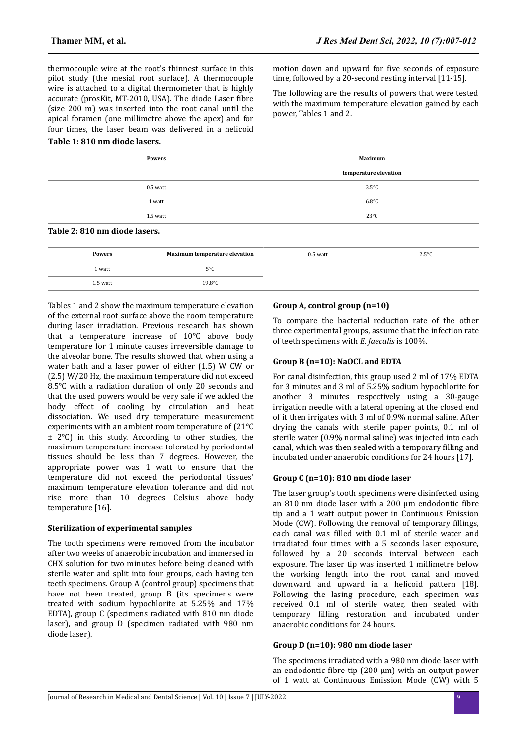thermocouple wire at the root's thinnest surface in this pilot study (the mesial root surface). A thermocouple wire is attached to a digital thermometer that is highly accurate (prosKit, MT-2010, USA). The diode Laser fibre (size 200 m) was inserted into the root canal until the apical foramen (one millimetre above the apex) and for four times, the laser beam was delivered in a helicoid motion down and upward for five seconds of exposure time, followed by a 20-second resting interval [11-15].

The following are the results of powers that were tested with the maximum temperature elevation gained by each power, Tables 1 and 2.

**Table 1: 810 nm diode lasers.**

| Powers | Maximum temperature elevation |
|---|---|
| 0.5 watt | 3.5°C |
| 1 watt | 6.8°C |
| 1.5 watt | 23°C |

**Table 2: 810 nm diode lasers.**

| Powers | Maximum temperature elevation |
|---|---|
| 0.5 watt | 2.5°C |
| 1 watt | 5°C |
| 1.5 watt | 19.8°C |

Tables 1 and 2 show the maximum temperature elevation of the external root surface above the room temperature during laser irradiation. Previous research has shown that a temperature increase of 10°C above body temperature for 1 minute causes irreversible damage to the alveolar bone. The results showed that when using a water bath and a laser power of either (1.5) W CW or (2.5) W/20 Hz, the maximum temperature did not exceed 8.5°C with a radiation duration of only 20 seconds and that the used powers would be very safe if we added the body effect of cooling by circulation and heat dissociation. We used dry temperature measurement experiments with an ambient room temperature of (21°C ± 2°C) in this study. According to other studies, the maximum temperature increase tolerated by periodontal tissues should be less than 7 degrees. However, the appropriate power was 1 watt to ensure that the temperature did not exceed the periodontal tissues' maximum temperature elevation tolerance and did not rise more than 10 degrees Celsius above body temperature [16].

### Sterilization of experimental samples

The tooth specimens were removed from the incubator after two weeks of anaerobic incubation and immersed in CHX solution for two minutes before being cleaned with sterile water and split into four groups, each having ten teeth specimens. Group A (control group) specimens that have not been treated, group B (its specimens were treated with sodium hypochlorite at 5.25% and 17% EDTA), group C (specimens radiated with 810 nm diode laser), and group D (specimen radiated with 980 nm diode laser).

### Group A, control group (n=10)

To compare the bacterial reduction rate of the other three experimental groups, assume that the infection rate of teeth specimens with *E. faecalis* is 100%.

### Group B (n=10): NaOCL and EDTA

For canal disinfection, this group used 2 ml of 17% EDTA for 3 minutes and 3 ml of 5.25% sodium hypochlorite for another 3 minutes respectively using a 30-gauge irrigation needle with a lateral opening at the closed end of it then irrigates with 3 ml of 0.9% normal saline. After drying the canals with sterile paper points, 0.1 ml of sterile water (0.9% normal saline) was injected into each canal, which was then sealed with a temporary filling and incubated under anaerobic conditions for 24 hours [17].

### Group C (n=10): 810 nm diode laser

The laser group's tooth specimens were disinfected using an 810 nm diode laser with a 200 µm endodontic fibre tip and a 1 watt output power in Continuous Emission Mode (CW). Following the removal of temporary fillings, each canal was filled with 0.1 ml of sterile water and irradiated four times with a 5 seconds laser exposure, followed by a 20 seconds interval between each exposure. The laser tip was inserted 1 millimetre below the working length into the root canal and moved downward and upward in a helicoid pattern [18]. Following the lasing procedure, each specimen was received 0.1 ml of sterile water, then sealed with temporary filling restoration and incubated under anaerobic conditions for 24 hours.

### Group D (n=10): 980 nm diode laser

The specimens irradiated with a 980 nm diode laser with an endodontic fibre tip (200 µm) with an output power of 1 watt at Continuous Emission Mode (CW) with 5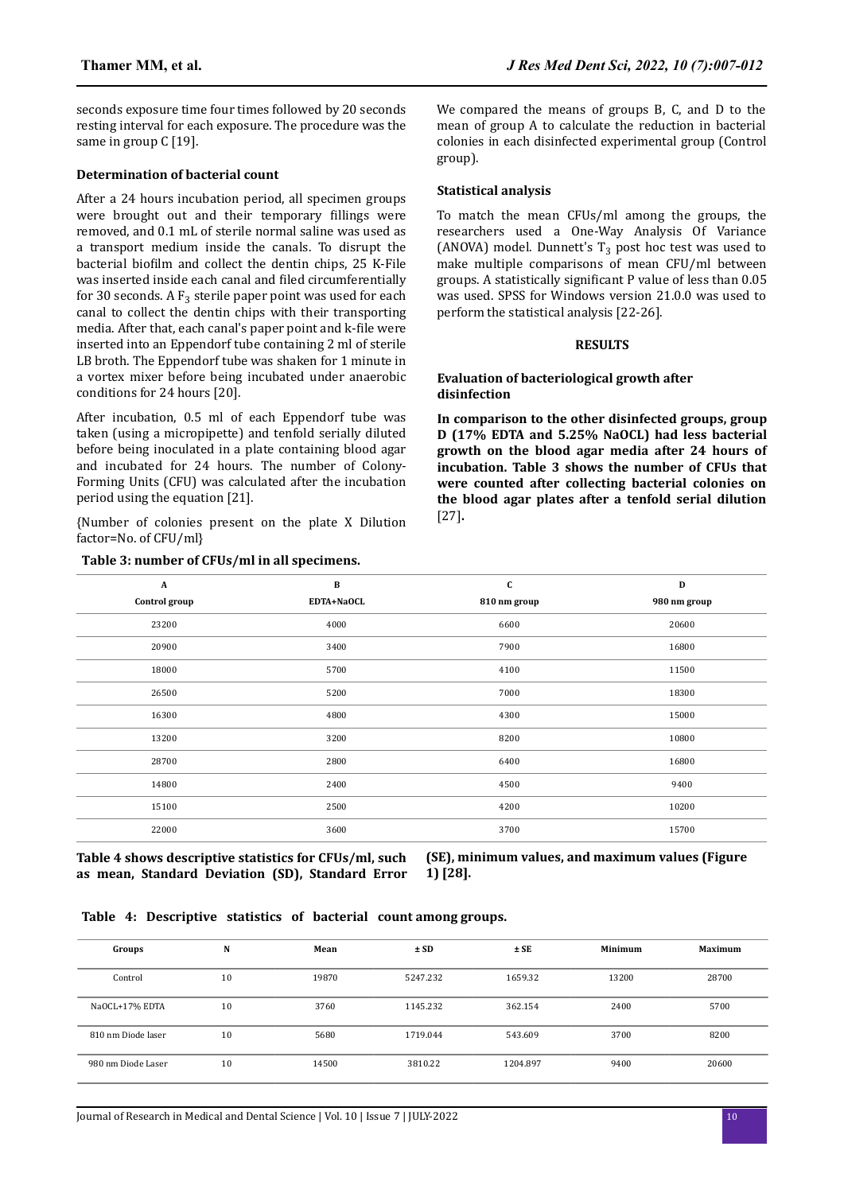seconds exposure time four times followed by 20 seconds resting interval for each exposure. The procedure was the same in group C [19].

**Determination of bacterial count**

After a 24 hours incubation period, all specimen groups were brought out and their temporary fillings were removed, and 0.1 mL of sterile normal saline was used as a transport medium inside the canals. To disrupt the bacterial biofilm and collect the dentin chips, 25 K-File was inserted inside each canal and filed circumferentially for 30 seconds. A $F_3$ sterile paper point was used for each canal to collect the dentin chips with their transporting media. After that, each canal's paper point and k-file were inserted into an Eppendorf tube containing 2 ml of sterile LB broth. The Eppendorf tube was shaken for 1 minute in a vortex mixer before being incubated under anaerobic conditions for 24 hours [20].

After incubation, 0.5 ml of each Eppendorf tube was taken (using a micropipette) and tenfold serially diluted before being inoculated in a plate containing blood agar and incubated for 24 hours. The number of Colony-Forming Units (CFU) was calculated after the incubation period using the equation [21].

{Number of colonies present on the plate X Dilution factor=No. of CFU/ml}

We compared the means of groups B, C, and D to the mean of group A to calculate the reduction in bacterial colonies in each disinfected experimental group (Control group).

**Statistical analysis**

To match the mean CFUs/ml among the groups, the researchers used a One-Way Analysis Of Variance (ANOVA) model. Dunnett's $T_3$ post hoc test was used to make multiple comparisons of mean CFU/ml between groups. A statistically significant P value of less than 0.05 was used. SPSS for Windows version 21.0.0 was used to perform the statistical analysis [22-26].

## RESULTS

**Evaluation of bacteriological growth after disinfection**

**In comparison to the other disinfected groups, group D (17% EDTA and 5.25% NaOCL) had less bacterial growth on the blood agar media after 24 hours of incubation. Table 3 shows the number of CFUs that were counted after collecting bacterial colonies on the blood agar plates after a tenfold serial dilution** [27]**.**

**Table 3: number of CFUs/ml in all specimens.**

| A | B | C | D |
|---|---|---|---|
| **Control group** | **EDTA+NaOCL** | **810 nm group** | **980 nm group** |
| 23200 | 4000 | 6600 | 20600 |
| 20900 | 3400 | 7900 | 16800 |
| 18000 | 5700 | 4100 | 11500 |
| 26500 | 5200 | 7000 | 18300 |
| 16300 | 4800 | 4300 | 15000 |
| 13200 | 3200 | 8200 | 10800 |
| 28700 | 2800 | 6400 | 16800 |
| 14800 | 2400 | 4500 | 9400 |
| 15100 | 2500 | 4200 | 10200 |
| 22000 | 3600 | 3700 | 15700 |

**Table 4 shows descriptive statistics for CFUs/ml, such as mean, Standard Deviation (SD), Standard Error (SE), minimum values, and maximum values (Figure 1) [28].**

**Table 4: Descriptive statistics of bacterial count among groups.**

| Groups | N | Mean | ± SD | ± SE | Minimum | Maximum |
|---|---|---|---|---|---|---|
| Control | 10 | 19870 | 5247.232 | 1659.32 | 13200 | 28700 |
| NaOCL+17% EDTA | 10 | 3760 | 1145.232 | 362.154 | 2400 | 5700 |
| 810 nm Diode laser | 10 | 5680 | 1719.044 | 543.609 | 3700 | 8200 |
| 980 nm Diode Laser | 10 | 14500 | 3810.22 | 1204.897 | 9400 | 20600 |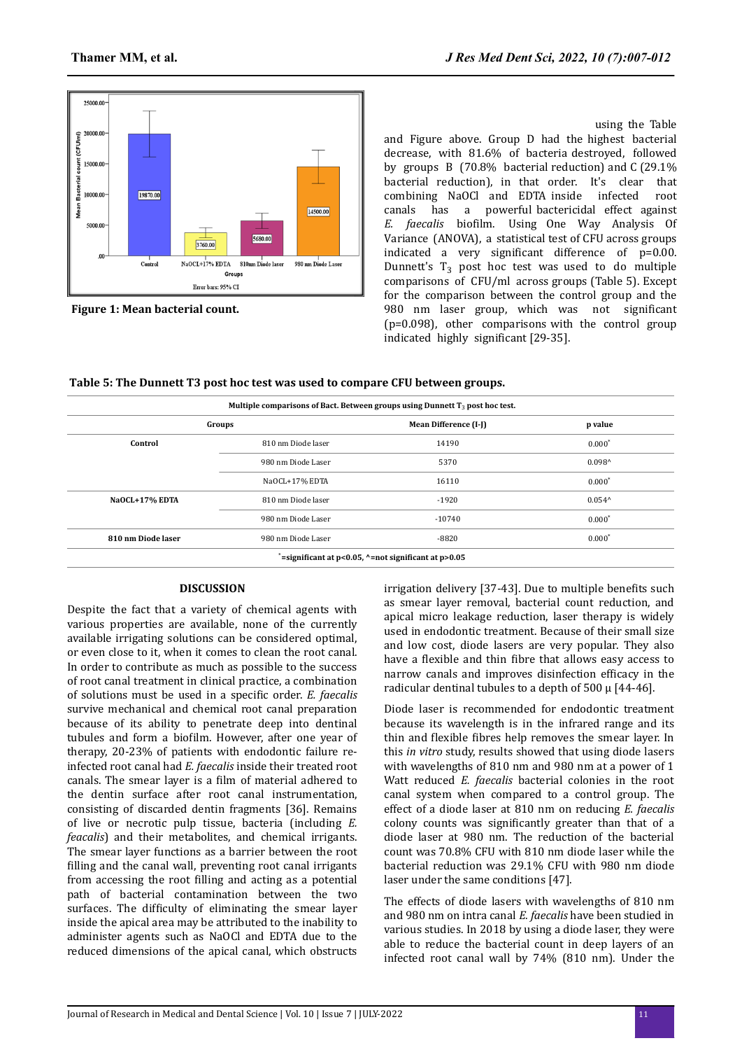Figure 1: Mean bacterial count.

using the Table and Figure above. Group D had the highest bacterial decrease, with 81.6% of bacteria destroyed, followed by groups B (70.8% bacterial reduction) and C (29.1% bacterial reduction), in that order. It's clear that combining NaOCl and EDTA inside infected root canals has a powerful bactericidal effect against *E. faecalis* biofilm. Using One Way Analysis Of Variance (ANOVA), a statistical test of CFU across groups indicated a very significant difference of p=0.00. Dunnett's $T_3$ post hoc test was used to do multiple comparisons of CFU/ml across groups (Table 5). Except for the comparison between the control group and the 980 nm laser group, which was not significant (p=0.098), other comparisons with the control group indicated highly significant [29-35].

**Table 5: The Dunnett T3 post hoc test was used to compare CFU between groups.**

| Multiple comparisons of Bact. Between groups using Dunnett $T_3$ post hoc test. | | | |
|---|---|---|---|
| Groups | | Mean Difference (I-J) | p value |
| Control | 810 nm Diode laser | 14190 | 0.000* |
| | 980 nm Diode Laser | 5370 | 0.098^ |
| | NaOCL+17% EDTA | 16110 | 0.000* |
| NaOCL+17% EDTA | 810 nm Diode laser | -1920 | 0.054^ |
| | 980 nm Diode Laser | -10740 | 0.000* |
| 810 nm Diode laser | 980 nm Diode Laser | -8820 | 0.000* |

*=significant at p<0.05, ^=not significant at p>0.05

## DISCUSSION

Despite the fact that a variety of chemical agents with various properties are available, none of the currently available irrigating solutions can be considered optimal, or even close to it, when it comes to clean the root canal. In order to contribute as much as possible to the success of root canal treatment in clinical practice, a combination of solutions must be used in a specific order. *E. faecalis* survive mechanical and chemical root canal preparation because of its ability to penetrate deep into dentinal tubules and form a biofilm. However, after one year of therapy, 20-23% of patients with endodontic failure re-infected root canal had *E. faecalis* inside their treated root canals. The smear layer is a film of material adhered to the dentin surface after root canal instrumentation, consisting of discarded dentin fragments [36]. Remains of live or necrotic pulp tissue, bacteria (including *E. feacalis*) and their metabolites, and chemical irrigants. The smear layer functions as a barrier between the root filling and the canal wall, preventing root canal irrigants from accessing the root filling and acting as a potential path of bacterial contamination between the two surfaces. The difficulty of eliminating the smear layer inside the apical area may be attributed to the inability to administer agents such as NaOCl and EDTA due to the reduced dimensions of the apical canal, which obstructs irrigation delivery [37-43]. Due to multiple benefits such as smear layer removal, bacterial count reduction, and apical micro leakage reduction, laser therapy is widely used in endodontic treatment. Because of their small size and low cost, diode lasers are very popular. They also have a flexible and thin fibre that allows easy access to narrow canals and improves disinfection efficacy in the radicular dentinal tubules to a depth of 500 µ [44-46].

Diode laser is recommended for endodontic treatment because its wavelength is in the infrared range and its thin and flexible fibres help removes the smear layer. In this *in vitro* study, results showed that using diode lasers with wavelengths of 810 nm and 980 nm at a power of 1 Watt reduced *E. faecalis* bacterial colonies in the root canal system when compared to a control group. The effect of a diode laser at 810 nm on reducing *E. faecalis* colony counts was significantly greater than that of a diode laser at 980 nm. The reduction of the bacterial count was 70.8% CFU with 810 nm diode laser while the bacterial reduction was 29.1% CFU with 980 nm diode laser under the same conditions [47].

The effects of diode lasers with wavelengths of 810 nm and 980 nm on intra canal *E. faecalis* have been studied in various studies. In 2018 by using a diode laser, they were able to reduce the bacterial count in deep layers of an infected root canal wall by 74% (810 nm). Under the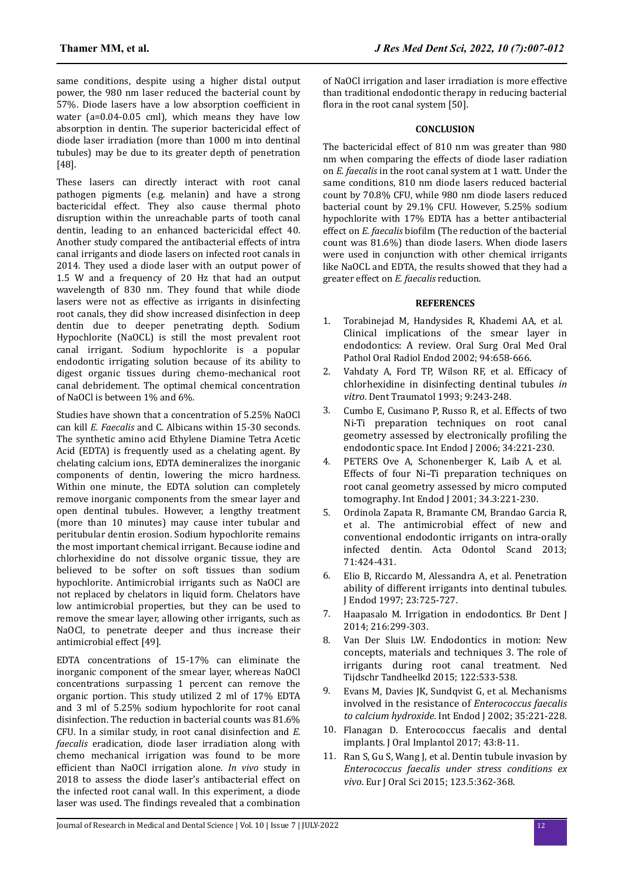same conditions, despite using a higher distal output power, the 980 nm laser reduced the bacterial count by 57%. Diode lasers have a low absorption coefficient in water (a=0.04-0.05 cml), which means they have low absorption in dentin. The superior bactericidal effect of diode laser irradiation (more than 1000 m into dentinal tubules) may be due to its greater depth of penetration [48].

These lasers can directly interact with root canal pathogen pigments (e.g. melanin) and have a strong bactericidal effect. They also cause thermal photo disruption within the unreachable parts of tooth canal dentin, leading to an enhanced bactericidal effect 40. Another study compared the antibacterial effects of intra canal irrigants and diode lasers on infected root canals in 2014. They used a diode laser with an output power of 1.5 W and a frequency of 20 Hz that had an output wavelength of 830 nm. They found that while diode lasers were not as effective as irrigants in disinfecting root canals, they did show increased disinfection in deep dentin due to deeper penetrating depth. Sodium Hypochlorite (NaOCL) is still the most prevalent root canal irrigant. Sodium hypochlorite is a popular endodontic irrigating solution because of its ability to digest organic tissues during chemo-mechanical root canal debridement. The optimal chemical concentration of NaOCl is between 1% and 6%.

Studies have shown that a concentration of 5.25% NaOCl can kill *E. Faecalis* and C. Albicans within 15-30 seconds. The synthetic amino acid Ethylene Diamine Tetra Acetic Acid (EDTA) is frequently used as a chelating agent. By chelating calcium ions, EDTA demineralizes the inorganic components of dentin, lowering the micro hardness. Within one minute, the EDTA solution can completely remove inorganic components from the smear layer and open dentinal tubules. However, a lengthy treatment (more than 10 minutes) may cause inter tubular and peritubular dentin erosion. Sodium hypochlorite remains the most important chemical irrigant. Because iodine and chlorhexidine do not dissolve organic tissue, they are believed to be softer on soft tissues than sodium hypochlorite. Antimicrobial irrigants such as NaOCl are not replaced by chelators in liquid form. Chelators have low antimicrobial properties, but they can be used to remove the smear layer, allowing other irrigants, such as NaOCl, to penetrate deeper and thus increase their antimicrobial effect [49].

EDTA concentrations of 15-17% can eliminate the inorganic component of the smear layer, whereas NaOCl concentrations surpassing 1 percent can remove the organic portion. This study utilized 2 ml of 17% EDTA and 3 ml of 5.25% sodium hypochlorite for root canal disinfection. The reduction in bacterial counts was 81.6% CFU. In a similar study, in root canal disinfection and *E. faecalis* eradication, diode laser irradiation along with chemo mechanical irrigation was found to be more efficient than NaOCl irrigation alone. *In vivo* study in 2018 to assess the diode laser's antibacterial effect on the infected root canal wall. In this experiment, a diode laser was used. The findings revealed that a combination of NaOCl irrigation and laser irradiation is more effective than traditional endodontic therapy in reducing bacterial flora in the root canal system [50].

## CONCLUSION

The bactericidal effect of 810 nm was greater than 980 nm when comparing the effects of diode laser radiation on *E. faecalis* in the root canal system at 1 watt. Under the same conditions, 810 nm diode lasers reduced bacterial count by 70.8% CFU, while 980 nm diode lasers reduced bacterial count by 29.1% CFU. However, 5.25% sodium hypochlorite with 17% EDTA has a better antibacterial effect on *E. faecalis* biofilm (The reduction of the bacterial count was 81.6%) than diode lasers. When diode lasers were used in conjunction with other chemical irrigants like NaOCL and EDTA, the results showed that they had a greater effect on *E. faecalis* reduction.

## REFERENCES

1. Torabinejad M, Handysides R, Khademi AA, et al. Clinical implications of the smear layer in endodontics: A review. Oral Surg Oral Med Oral Pathol Oral Radiol Endod 2002; 94:658-666.
2. Vahdaty A, Ford TP, Wilson RF, et al. Efficacy of chlorhexidine in disinfecting dentinal tubules *in vitro*. Dent Traumatol 1993; 9:243-248.
3. Cumbo E, Cusimano P, Russo R, et al. Effects of two Ni-Ti preparation techniques on root canal geometry assessed by electronically profiling the endodontic space. Int Endod J 2006; 34:221-230.
4. PETERS Ove A, Schonenberger K, Laib A, et al. Effects of four Ni–Ti preparation techniques on root canal geometry assessed by micro computed tomography. Int Endod J 2001; 34.3:221-230.
5. Ordinola Zapata R, Bramante CM, Brandao Garcia R, et al. The antimicrobial effect of new and conventional endodontic irrigants on intra-orally infected dentin. Acta Odontol Scand 2013; 71:424-431.
6. Elio B, Riccardo M, Alessandra A, et al. Penetration ability of different irrigants into dentinal tubules. J Endod 1997; 23:725-727.
7. Haapasalo M. Irrigation in endodontics. Br Dent J 2014; 216:299-303.
8. Van Der Sluis LW. Endodontics in motion: New concepts, materials and techniques 3. The role of irrigants during root canal treatment. Ned Tijdschr Tandheelkd 2015; 122:533-538.
9. Evans M, Davies JK, Sundqvist G, et al. Mechanisms involved in the resistance of *Enterococcus faecalis to calcium hydroxide*. Int Endod J 2002; 35:221-228.
10. Flanagan D. Enterococcus faecalis and dental implants. J Oral Implantol 2017; 43:8-11.
11. Ran S, Gu S, Wang J, et al. Dentin tubule invasion by *Enterococcus faecalis under stress conditions ex vivo*. Eur J Oral Sci 2015; 123.5:362-368.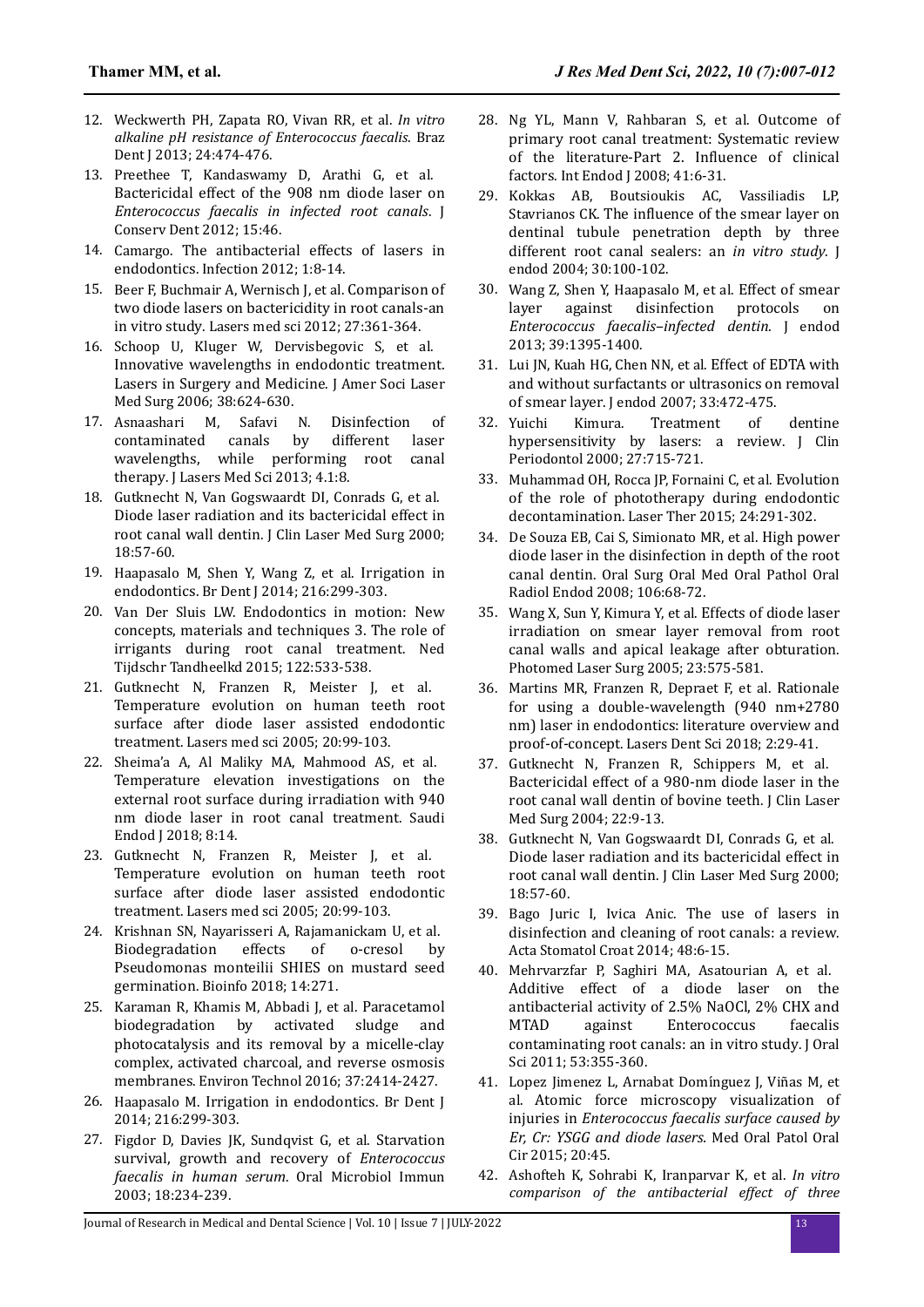12. Weckwerth PH, Zapata RO, Vivan RR, et al. *In vitro alkaline pH resistance of Enterococcus faecalis*. Braz Dent J 2013; 24:474-476.
13. Preethee T, Kandaswamy D, Arathi G, et al. Bactericidal effect of the 908 nm diode laser on *Enterococcus faecalis in infected root canals*. J Conserv Dent 2012; 15:46.
14. Camargo. The antibacterial effects of lasers in endodontics. Infection 2012; 1:8-14.
15. Beer F, Buchmair A, Wernisch J, et al. Comparison of two diode lasers on bactericidity in root canals-an in vitro study. Lasers med sci 2012; 27:361-364.
16. Schoop U, Kluger W, Dervisbegovic S, et al. Innovative wavelengths in endodontic treatment. Lasers in Surgery and Medicine. J Amer Soci Laser Med Surg 2006; 38:624-630.
17. Asnaashari M, Safavi N. Disinfection of contaminated canals by different laser wavelengths, while performing root canal therapy. J Lasers Med Sci 2013; 4.1:8.
18. Gutknecht N, Van Gogswaardt DI, Conrads G, et al. Diode laser radiation and its bactericidal effect in root canal wall dentin. J Clin Laser Med Surg 2000; 18:57-60.
19. Haapasalo M, Shen Y, Wang Z, et al. Irrigation in endodontics. Br Dent J 2014; 216:299-303.
20. Van Der Sluis LW. Endodontics in motion: New concepts, materials and techniques 3. The role of irrigants during root canal treatment. Ned Tijdschr Tandheelkd 2015; 122:533-538.
21. Gutknecht N, Franzen R, Meister J, et al. Temperature evolution on human teeth root surface after diode laser assisted endodontic treatment. Lasers med sci 2005; 20:99-103.
22. Sheima'a A, Al Maliky MA, Mahmood AS, et al. Temperature elevation investigations on the external root surface during irradiation with 940 nm diode laser in root canal treatment. Saudi Endod J 2018; 8:14.
23. Gutknecht N, Franzen R, Meister J, et al. Temperature evolution on human teeth root surface after diode laser assisted endodontic treatment. Lasers med sci 2005; 20:99-103.
24. Krishnan SN, Nayarisseri A, Rajamanickam U, et al. Biodegradation effects of o-cresol by Pseudomonas monteilii SHIES on mustard seed germination. Bioinfo 2018; 14:271.
25. Karaman R, Khamis M, Abbadi J, et al. Paracetamol biodegradation by activated sludge and photocatalysis and its removal by a micelle-clay complex, activated charcoal, and reverse osmosis membranes. Environ Technol 2016; 37:2414-2427.
26. Haapasalo M. Irrigation in endodontics. Br Dent J 2014; 216:299-303.
27. Figdor D, Davies JK, Sundqvist G, et al. Starvation survival, growth and recovery of *Enterococcus faecalis in human serum*. Oral Microbiol Immun 2003; 18:234-239.
28. Ng YL, Mann V, Rahbaran S, et al. Outcome of primary root canal treatment: Systematic review of the literature-Part 2. Influence of clinical factors. Int Endod J 2008; 41:6-31.
29. Kokkas AB, Boutsioukis AC, Vassiliadis LP, Stavrianos CK. The influence of the smear layer on dentinal tubule penetration depth by three different root canal sealers: an *in vitro study*. J endod 2004; 30:100-102.
30. Wang Z, Shen Y, Haapasalo M, et al. Effect of smear layer against disinfection protocols on *Enterococcus faecalis–infected dentin*. J endod 2013; 39:1395-1400.
31. Lui JN, Kuah HG, Chen NN, et al. Effect of EDTA with and without surfactants or ultrasonics on removal of smear layer. J endod 2007; 33:472-475.
32. Yuichi Kimura. Treatment of dentine hypersensitivity by lasers: a review. J Clin Periodontol 2000; 27:715-721.
33. Muhammad OH, Rocca JP, Fornaini C, et al. Evolution of the role of phototherapy during endodontic decontamination. Laser Ther 2015; 24:291-302.
34. De Souza EB, Cai S, Simionato MR, et al. High power diode laser in the disinfection in depth of the root canal dentin. Oral Surg Oral Med Oral Pathol Oral Radiol Endod 2008; 106:68-72.
35. Wang X, Sun Y, Kimura Y, et al. Effects of diode laser irradiation on smear layer removal from root canal walls and apical leakage after obturation. Photomed Laser Surg 2005; 23:575-581.
36. Martins MR, Franzen R, Depraet F, et al. Rationale for using a double-wavelength (940 nm+2780 nm) laser in endodontics: literature overview and proof-of-concept. Lasers Dent Sci 2018; 2:29-41.
37. Gutknecht N, Franzen R, Schippers M, et al. Bactericidal effect of a 980-nm diode laser in the root canal wall dentin of bovine teeth. J Clin Laser Med Surg 2004; 22:9-13.
38. Gutknecht N, Van Gogswaardt DI, Conrads G, et al. Diode laser radiation and its bactericidal effect in root canal wall dentin. J Clin Laser Med Surg 2000; 18:57-60.
39. Bago Juric I, Ivica Anic. The use of lasers in disinfection and cleaning of root canals: a review. Acta Stomatol Croat 2014; 48:6-15.
40. Mehrvarzfar P, Saghiri MA, Asatourian A, et al. Additive effect of a diode laser on the antibacterial activity of 2.5% NaOCl, 2% CHX and MTAD against Enterococcus faecalis contaminating root canals: an in vitro study. J Oral Sci 2011; 53:355-360.
41. Lopez Jimenez L, Arnabat Domínguez J, Viñas M, et al. Atomic force microscopy visualization of injuries in *Enterococcus faecalis surface caused by Er, Cr: YSGG and diode lasers*. Med Oral Patol Oral Cir 2015; 20:45.
42. Ashofteh K, Sohrabi K, Iranparvar K, et al. *In vitro comparison of the antibacterial effect of three*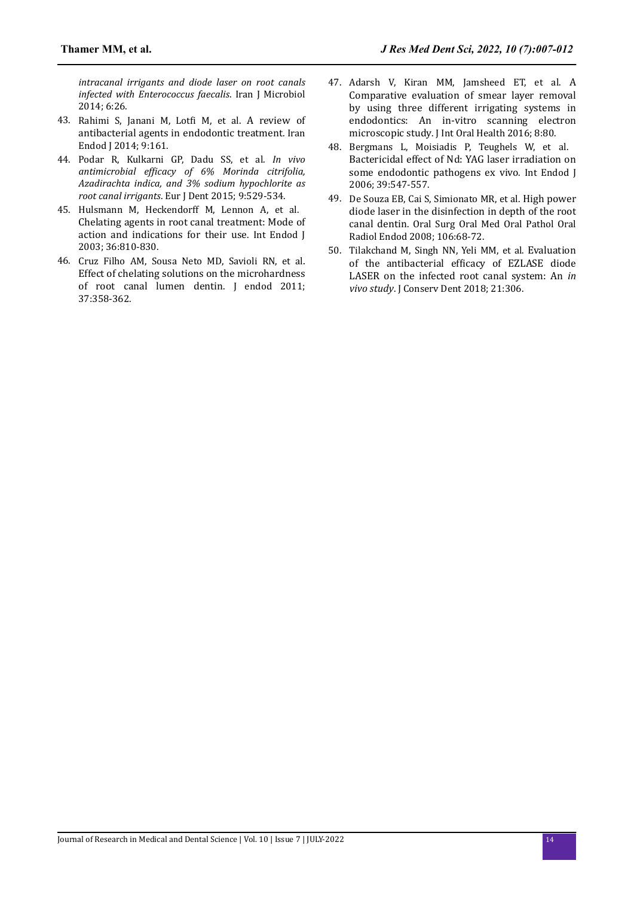*intracanal irrigants and diode laser on root canals infected with Enterococcus faecalis*. Iran J Microbiol 2014; 6:26.

43. Rahimi S, Janani M, Lotfi M, et al. A review of antibacterial agents in endodontic treatment. Iran Endod J 2014; 9:161.
44. Podar R, Kulkarni GP, Dadu SS, et al. *In vivo antimicrobial efficacy of 6% Morinda citrifolia, Azadirachta indica, and 3% sodium hypochlorite as root canal irrigants*. Eur J Dent 2015; 9:529-534.
45. Hulsmann M, Heckendorff M, Lennon A, et al. Chelating agents in root canal treatment: Mode of action and indications for their use. Int Endod J 2003; 36:810-830.
46. Cruz Filho AM, Sousa Neto MD, Savioli RN, et al. Effect of chelating solutions on the microhardness of root canal lumen dentin. J endod 2011; 37:358-362.
47. Adarsh V, Kiran MM, Jamsheed ET, et al. A Comparative evaluation of smear layer removal by using three different irrigating systems in endodontics: An in-vitro scanning electron microscopic study. J Int Oral Health 2016; 8:80.
48. Bergmans L, Moisiadis P, Teughels W, et al. Bactericidal effect of Nd: YAG laser irradiation on some endodontic pathogens ex vivo. Int Endod J 2006; 39:547-557.
49. De Souza EB, Cai S, Simionato MR, et al. High power diode laser in the disinfection in depth of the root canal dentin. Oral Surg Oral Med Oral Pathol Oral Radiol Endod 2008; 106:68-72.
50. Tilakchand M, Singh NN, Yeli MM, et al. Evaluation of the antibacterial efficacy of EZLASE diode LASER on the infected root canal system: An *in vivo study*. J Conserv Dent 2018; 21:306.